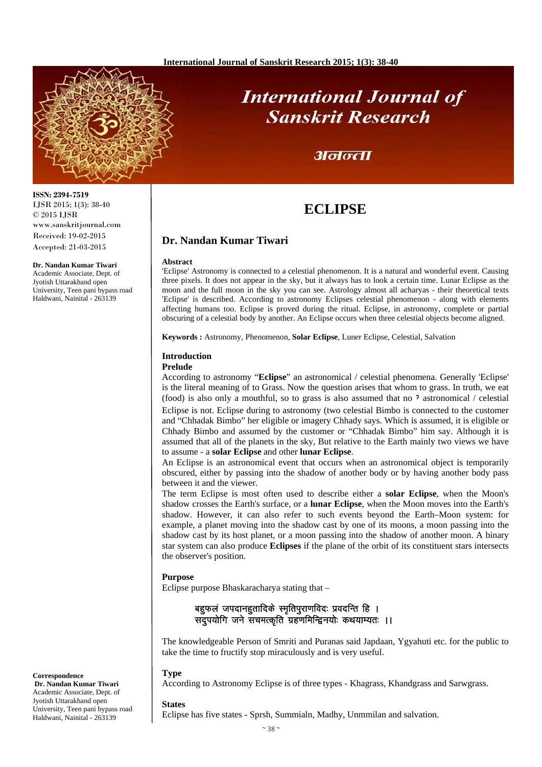# ECLIPSE

## Dr. Nandan Kumar Tiwari

ISSN: 2394-7519
IJSR 2015; 1(3): 38-40
© 2015 IJSR
www.sanskritjournal.com
Received: 19-02-2015
Accepted: 21-03-2015

**Dr. Nandan Kumar Tiwari**
Academic Associate, Dept. of Jyotish Uttarakhand open University, Teen pani bypass road Haldwani, Nainital - 263139

**Correspondence**
**Dr. Nandan Kumar Tiwari**
Academic Associate, Dept. of Jyotish Uttarakhand open University, Teen pani bypass road Haldwani, Nainital - 263139

### Abstract

'Eclipse' Astronomy is connected to a celestial phenomenon. It is a natural and wonderful event. Causing three pixels. It does not appear in the sky, but it always has to look a certain time. Lunar Eclipse as the moon and the full moon in the sky you can see. Astrology almost all acharyas - their theoretical texts 'Eclipse' is described. According to astronomy Eclipses celestial phenomenon - along with elements affecting humans too. Eclipse is proved during the ritual. Eclipse, in astronomy, complete or partial obscuring of a celestial body by another. An Eclipse occurs when three celestial objects become aligned.

**Keywords :** Astronomy, Phenomenon, **Solar Eclipse**, Luner Eclipse, Celestial, Salvation

### Introduction

#### Prelude

According to astronomy "**Eclipse**" an astronomical / celestial phenomena. Generally 'Eclipse' is the literal meaning of to Grass. Now the question arises that whom to grass. In truth, we eat (food) is also only a mouthful, so to grass is also assumed that no ? astronomical / celestial Eclipse is not. Eclipse during to astronomy (two celestial Bimbo is connected to the customer and "Chhadak Bimbo" her eligible or imagery Chhady says. Which is assumed, it is eligible or Chhady Bimbo and assumed by the customer or "Chhadak Bimbo" him say. Although it is assumed that all of the planets in the sky, But relative to the Earth mainly two views we have to assume - a **solar Eclipse** and other **lunar Eclipse**.

An Eclipse is an astronomical event that occurs when an astronomical object is temporarily obscured, either by passing into the shadow of another body or by having another body pass between it and the viewer.

The term Eclipse is most often used to describe either a **solar Eclipse**, when the Moon's shadow crosses the Earth's surface, or a **lunar Eclipse**, when the Moon moves into the Earth's shadow. However, it can also refer to such events beyond the Earth–Moon system: for example, a planet moving into the shadow cast by one of its moons, a moon passing into the shadow cast by its host planet, or a moon passing into the shadow of another moon. A binary star system can also produce **Eclipses** if the plane of the orbit of its constituent stars intersects the observer's position.

#### Purpose

Eclipse purpose Bhaskaracharya stating that –

बहुफलं जपदानहुतादिके स्मृतिपुराणविदः प्रवदन्ति हि ।
सदुपयोगि जने सचमत्कृति ग्रहणमिन्दिनयोः कथयाम्यतः ।।

The knowledgeable Person of Smriti and Puranas said Japdaan, Ygyahuti etc. for the public to take the time to fructify stop miraculously and is very useful.

#### Type

According to Astronomy Eclipse is of three types - Khagrass, Khandgrass and Sarwgrass.

#### States

Eclipse has five states - Sprsh, Summialn, Madhy, Unmmilan and salvation.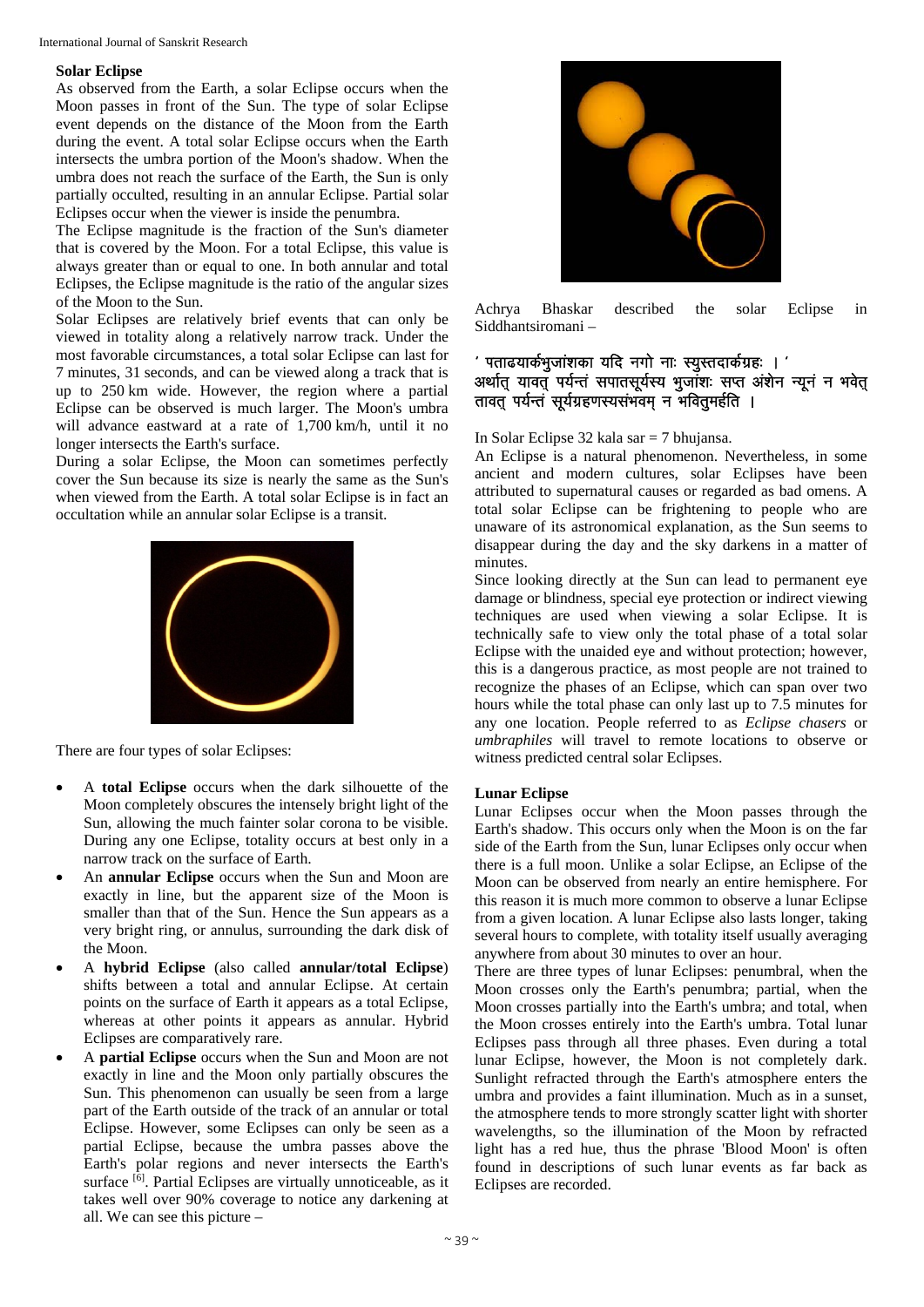## Solar Eclipse

As observed from the Earth, a solar Eclipse occurs when the Moon passes in front of the Sun. The type of solar Eclipse event depends on the distance of the Moon from the Earth during the event. A total solar Eclipse occurs when the Earth intersects the umbra portion of the Moon's shadow. When the umbra does not reach the surface of the Earth, the Sun is only partially occulted, resulting in an annular Eclipse. Partial solar Eclipses occur when the viewer is inside the penumbra.

The Eclipse magnitude is the fraction of the Sun's diameter that is covered by the Moon. For a total Eclipse, this value is always greater than or equal to one. In both annular and total Eclipses, the Eclipse magnitude is the ratio of the angular sizes of the Moon to the Sun.

Solar Eclipses are relatively brief events that can only be viewed in totality along a relatively narrow track. Under the most favorable circumstances, a total solar Eclipse can last for 7 minutes, 31 seconds, and can be viewed along a track that is up to 250 km wide. However, the region where a partial Eclipse can be observed is much larger. The Moon's umbra will advance eastward at a rate of 1,700 km/h, until it no longer intersects the Earth's surface.

During a solar Eclipse, the Moon can sometimes perfectly cover the Sun because its size is nearly the same as the Sun's when viewed from the Earth. A total solar Eclipse is in fact an occultation while an annular solar Eclipse is a transit.

There are four types of solar Eclipses:

- A **total Eclipse** occurs when the dark silhouette of the Moon completely obscures the intensely bright light of the Sun, allowing the much fainter solar corona to be visible. During any one Eclipse, totality occurs at best only in a narrow track on the surface of Earth.
- An **annular Eclipse** occurs when the Sun and Moon are exactly in line, but the apparent size of the Moon is smaller than that of the Sun. Hence the Sun appears as a very bright ring, or annulus, surrounding the dark disk of the Moon.
- A **hybrid Eclipse** (also called **annular/total Eclipse**) shifts between a total and annular Eclipse. At certain points on the surface of Earth it appears as a total Eclipse, whereas at other points it appears as annular. Hybrid Eclipses are comparatively rare.
- A **partial Eclipse** occurs when the Sun and Moon are not exactly in line and the Moon only partially obscures the Sun. This phenomenon can usually be seen from a large part of the Earth outside of the track of an annular or total Eclipse. However, some Eclipses can only be seen as a partial Eclipse, because the umbra passes above the Earth's polar regions and never intersects the Earth's surface [6]. Partial Eclipses are virtually unnoticeable, as it takes well over 90% coverage to notice any darkening at all. We can see this picture –

Achrya Bhaskar described the solar Eclipse in Siddhantsiromani –

' पताढयार्कभुजांशका यदि नगो नाः स्युस्तदार्कग्रहः । '
अर्थात् यावत् पर्यन्तं सपातसूर्यस्य भुजांशः सप्त अंशेन न्यूनं न भवेत् तावत् पर्यन्तं सूर्यग्रहणस्यसंभवम् न भवितुमर्हति ।

In Solar Eclipse 32 kala sar = 7 bhujansa.

An Eclipse is a natural phenomenon. Nevertheless, in some ancient and modern cultures, solar Eclipses have been attributed to supernatural causes or regarded as bad omens. A total solar Eclipse can be frightening to people who are unaware of its astronomical explanation, as the Sun seems to disappear during the day and the sky darkens in a matter of minutes.

Since looking directly at the Sun can lead to permanent eye damage or blindness, special eye protection or indirect viewing techniques are used when viewing a solar Eclipse. It is technically safe to view only the total phase of a total solar Eclipse with the unaided eye and without protection; however, this is a dangerous practice, as most people are not trained to recognize the phases of an Eclipse, which can span over two hours while the total phase can only last up to 7.5 minutes for any one location. People referred to as *Eclipse chasers* or *umbraphiles* will travel to remote locations to observe or witness predicted central solar Eclipses.

## Lunar Eclipse

Lunar Eclipses occur when the Moon passes through the Earth's shadow. This occurs only when the Moon is on the far side of the Earth from the Sun, lunar Eclipses only occur when there is a full moon. Unlike a solar Eclipse, an Eclipse of the Moon can be observed from nearly an entire hemisphere. For this reason it is much more common to observe a lunar Eclipse from a given location. A lunar Eclipse also lasts longer, taking several hours to complete, with totality itself usually averaging anywhere from about 30 minutes to over an hour.

There are three types of lunar Eclipses: penumbral, when the Moon crosses only the Earth's penumbra; partial, when the Moon crosses partially into the Earth's umbra; and total, when the Moon crosses entirely into the Earth's umbra. Total lunar Eclipses pass through all three phases. Even during a total lunar Eclipse, however, the Moon is not completely dark. Sunlight refracted through the Earth's atmosphere enters the umbra and provides a faint illumination. Much as in a sunset, the atmosphere tends to more strongly scatter light with shorter wavelengths, so the illumination of the Moon by refracted light has a red hue, thus the phrase 'Blood Moon' is often found in descriptions of such lunar events as far back as Eclipses are recorded.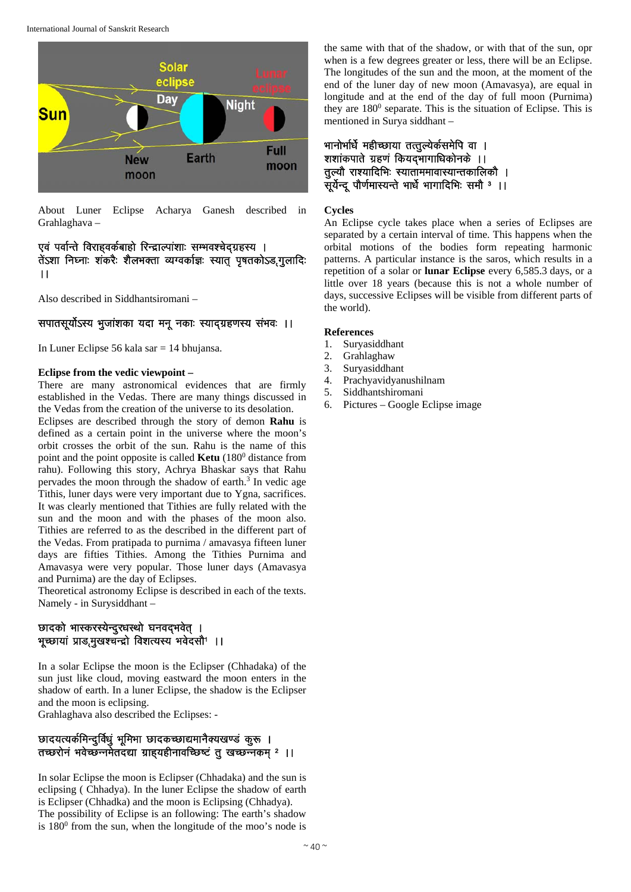About Luner Eclipse Acharya Ganesh described in Grahlaghava –

एवं पर्वान्ते विराहवर्कबाहो रिन्द्राल्पांशाः सम्भवश्चेद्ग्रहस्य ।
तेंऽशा निघ्नाः शंकरैः शैलभक्ता व्यग्वर्काङ्काः स्यात् पृषतकोऽङ्गुलादिः ।।

Also described in Siddhantsiromani –

सपातसूर्योऽस्य भुजांशका यदा मनू नकाः स्याद्ग्रहणस्य संभवः ।।

In Luner Eclipse 56 kala sar = 14 bhujansa.

**Eclipse from the vedic viewpoint –**

There are many astronomical evidences that are firmly established in the Vedas. There are many things discussed in the Vedas from the creation of the universe to its desolation.

Eclipses are described through the story of demon **Rahu** is defined as a certain point in the universe where the moon's orbit crosses the orbit of the sun. Rahu is the name of this point and the point opposite is called **Ketu** ($180^0$ distance from rahu). Following this story, Achrya Bhaskar says that Rahu pervades the moon through the shadow of earth.[3] In vedic age Tithis, luner days were very important due to Ygna, sacrifices. It was clearly mentioned that Tithies are fully related with the sun and the moon and with the phases of the moon also. Tithies are referred to as the described in the different part of the Vedas. From pratipada to purnima / amavasya fifteen luner days are fifties Tithies. Among the Tithies Purnima and Amavasya were very popular. Those luner days (Amavasya and Purnima) are the day of Eclipses.

Theoretical astronomy Eclipse is described in each of the texts. Namely - in Surysiddhant –

छादको भास्करस्येन्दुरधस्थो घनवद्भवेत् ।
भूच्छायां प्राङ्मुखश्चन्द्रो विशत्यस्य भवेदसौ[1] ।।

In a solar Eclipse the moon is the Eclipser (Chhadaka) of the sun just like cloud, moving eastward the moon enters in the shadow of earth. In a luner Eclipse, the shadow is the Eclipser and the moon is eclipsing.

Grahlaghava also described the Eclipses: -

छादयत्यर्कमिन्दुर्विधुं भूमिभा छादकच्छाद्यमानैक्यखण्डं कुरू ।
तच्छरोनं भवेच्छन्नमेतदद्या ग्राह्यहीनावच्छिष्टं तु खच्छन्नकम्[2] ।।

In solar Eclipse the moon is Eclipser (Chhadaka) and the sun is eclipsing ( Chhadya). In the luner Eclipse the shadow of earth is Eclipser (Chhadka) and the moon is Eclipsing (Chhadya).

The possibility of Eclipse is an following: The earth's shadow is $180^0$ from the sun, when the longitude of the moo's node is the same with that of the shadow, or with that of the sun, opr when is a few degrees greater or less, there will be an Eclipse. The longitudes of the sun and the moon, at the moment of the end of the luner day of new moon (Amavasya), are equal in longitude and at the end of the day of full moon (Purnima) they are $180^0$ separate. This is the situation of Eclipse. This is mentioned in Surya siddhant –

भानोर्भार्धे महीच्छाया तत्तुल्येर्कसमेपि वा ।
शशांकपाते ग्रहणं कियद्भागाधिकोनके ।।
तुल्यौ राश्यादिभिः स्यातामावास्यान्तकालिकौ ।
सूर्येन्दू पौर्णमास्यन्ते भार्धे भागादिभिः समौ[3] ।।

**Cycles**

An Eclipse cycle takes place when a series of Eclipses are separated by a certain interval of time. This happens when the orbital motions of the bodies form repeating harmonic patterns. A particular instance is the saros, which results in a repetition of a solar or **lunar Eclipse** every 6,585.3 days, or a little over 18 years (because this is not a whole number of days, successive Eclipses will be visible from different parts of the world).

**References**

1. Suryasiddhant
2. Grahlaghaw
3. Suryasiddhant
4. Prachyavidyanushilnam
5. Siddhantshiromani
6. Pictures – Google Eclipse image